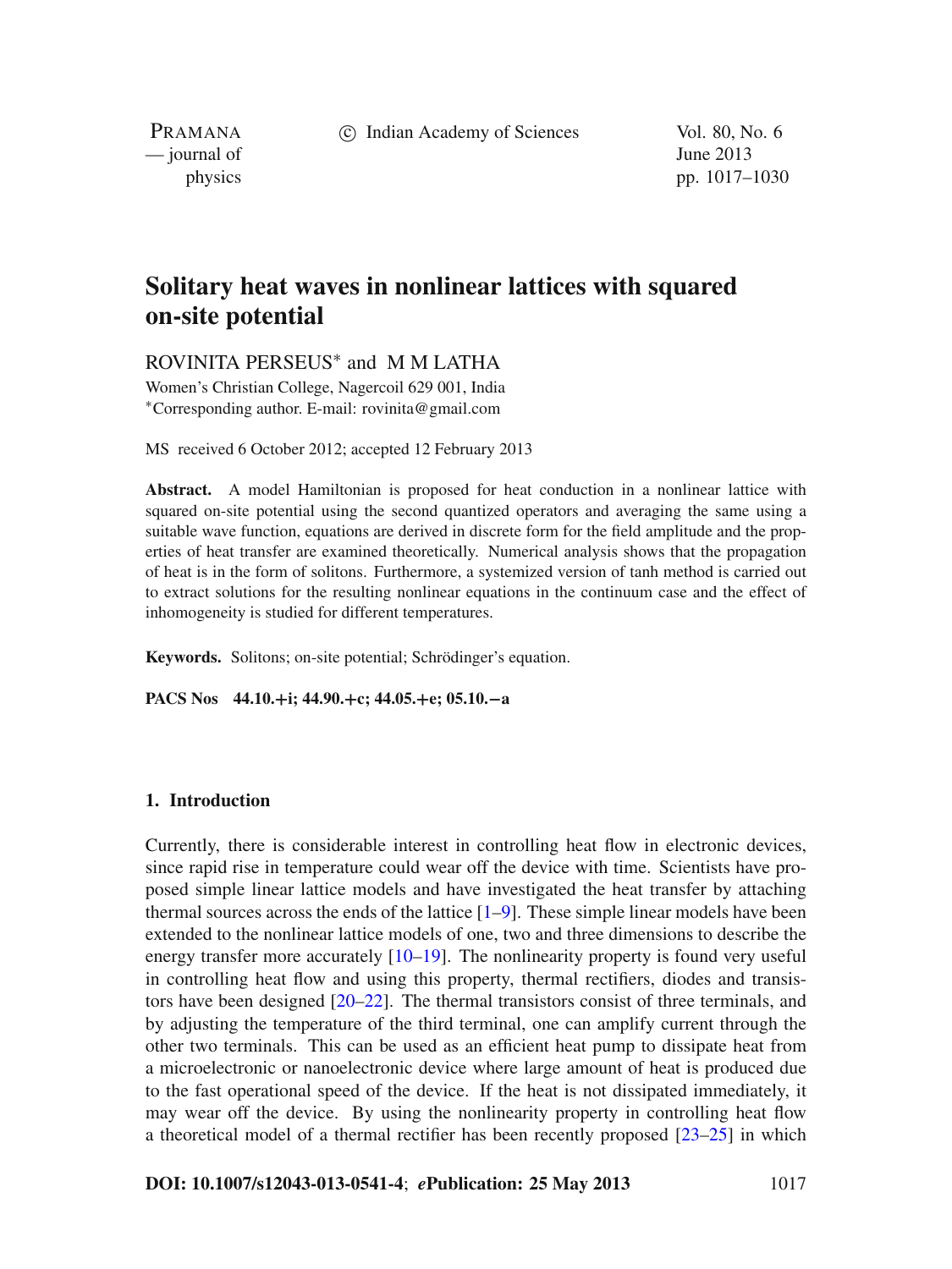# Solitary heat waves in nonlinear lattices with squared on-site potential

ROVINITA PERSEUS* and M M LATHA

Women's Christian College, Nagercoil 629 001, India
*Corresponding author. E-mail: rovinita@gmail.com

MS received 6 October 2012; accepted 12 February 2013

**Abstract.** A model Hamiltonian is proposed for heat conduction in a nonlinear lattice with squared on-site potential using the second quantized operators and averaging the same using a suitable wave function, equations are derived in discrete form for the field amplitude and the properties of heat transfer are examined theoretically. Numerical analysis shows that the propagation of heat is in the form of solitons. Furthermore, a systemized version of tanh method is carried out to extract solutions for the resulting nonlinear equations in the continuum case and the effect of inhomogeneity is studied for different temperatures.

**Keywords.** Solitons; on-site potential; Schrödinger's equation.

**PACS Nos** 44.10.+i; 44.90.+c; 44.05.+e; 05.10.−a

## 1. Introduction

Currently, there is considerable interest in controlling heat flow in electronic devices, since rapid rise in temperature could wear off the device with time. Scientists have proposed simple linear lattice models and have investigated the heat transfer by attaching thermal sources across the ends of the lattice [1–9]. These simple linear models have been extended to the nonlinear lattice models of one, two and three dimensions to describe the energy transfer more accurately [10–19]. The nonlinearity property is found very useful in controlling heat flow and using this property, thermal rectifiers, diodes and transistors have been designed [20–22]. The thermal transistors consist of three terminals, and by adjusting the temperature of the third terminal, one can amplify current through the other two terminals. This can be used as an efficient heat pump to dissipate heat from a microelectronic or nanoelectronic device where large amount of heat is produced due to the fast operational speed of the device. If the heat is not dissipated immediately, it may wear off the device. By using the nonlinearity property in controlling heat flow a theoretical model of a thermal rectifier has been recently proposed [23–25] in which

**DOI: 10.1007/s12043-013-0541-4**; ***e*Publication: 25 May 2013**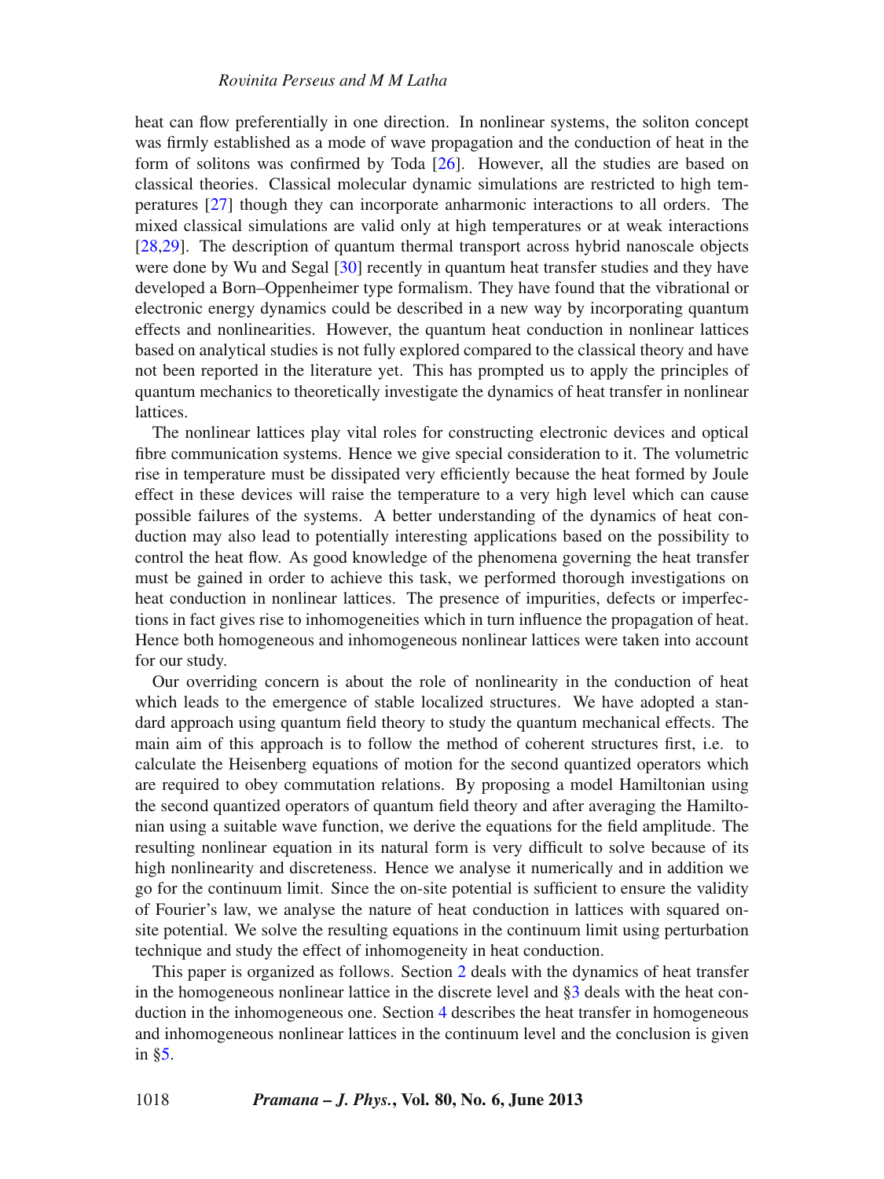heat can flow preferentially in one direction. In nonlinear systems, the soliton concept was firmly established as a mode of wave propagation and the conduction of heat in the form of solitons was confirmed by Toda [26]. However, all the studies are based on classical theories. Classical molecular dynamic simulations are restricted to high temperatures [27] though they can incorporate anharmonic interactions to all orders. The mixed classical simulations are valid only at high temperatures or at weak interactions [28,29]. The description of quantum thermal transport across hybrid nanoscale objects were done by Wu and Segal [30] recently in quantum heat transfer studies and they have developed a Born–Oppenheimer type formalism. They have found that the vibrational or electronic energy dynamics could be described in a new way by incorporating quantum effects and nonlinearities. However, the quantum heat conduction in nonlinear lattices based on analytical studies is not fully explored compared to the classical theory and have not been reported in the literature yet. This has prompted us to apply the principles of quantum mechanics to theoretically investigate the dynamics of heat transfer in nonlinear lattices.

The nonlinear lattices play vital roles for constructing electronic devices and optical fibre communication systems. Hence we give special consideration to it. The volumetric rise in temperature must be dissipated very efficiently because the heat formed by Joule effect in these devices will raise the temperature to a very high level which can cause possible failures of the systems. A better understanding of the dynamics of heat conduction may also lead to potentially interesting applications based on the possibility to control the heat flow. As good knowledge of the phenomena governing the heat transfer must be gained in order to achieve this task, we performed thorough investigations on heat conduction in nonlinear lattices. The presence of impurities, defects or imperfections in fact gives rise to inhomogeneities which in turn influence the propagation of heat. Hence both homogeneous and inhomogeneous nonlinear lattices were taken into account for our study.

Our overriding concern is about the role of nonlinearity in the conduction of heat which leads to the emergence of stable localized structures. We have adopted a standard approach using quantum field theory to study the quantum mechanical effects. The main aim of this approach is to follow the method of coherent structures first, i.e. to calculate the Heisenberg equations of motion for the second quantized operators which are required to obey commutation relations. By proposing a model Hamiltonian using the second quantized operators of quantum field theory and after averaging the Hamiltonian using a suitable wave function, we derive the equations for the field amplitude. The resulting nonlinear equation in its natural form is very difficult to solve because of its high nonlinearity and discreteness. Hence we analyse it numerically and in addition we go for the continuum limit. Since the on-site potential is sufficient to ensure the validity of Fourier's law, we analyse the nature of heat conduction in lattices with squared on-site potential. We solve the resulting equations in the continuum limit using perturbation technique and study the effect of inhomogeneity in heat conduction.

This paper is organized as follows. Section 2 deals with the dynamics of heat transfer in the homogeneous nonlinear lattice in the discrete level and §3 deals with the heat conduction in the inhomogeneous one. Section 4 describes the heat transfer in homogeneous and inhomogeneous nonlinear lattices in the continuum level and the conclusion is given in §5.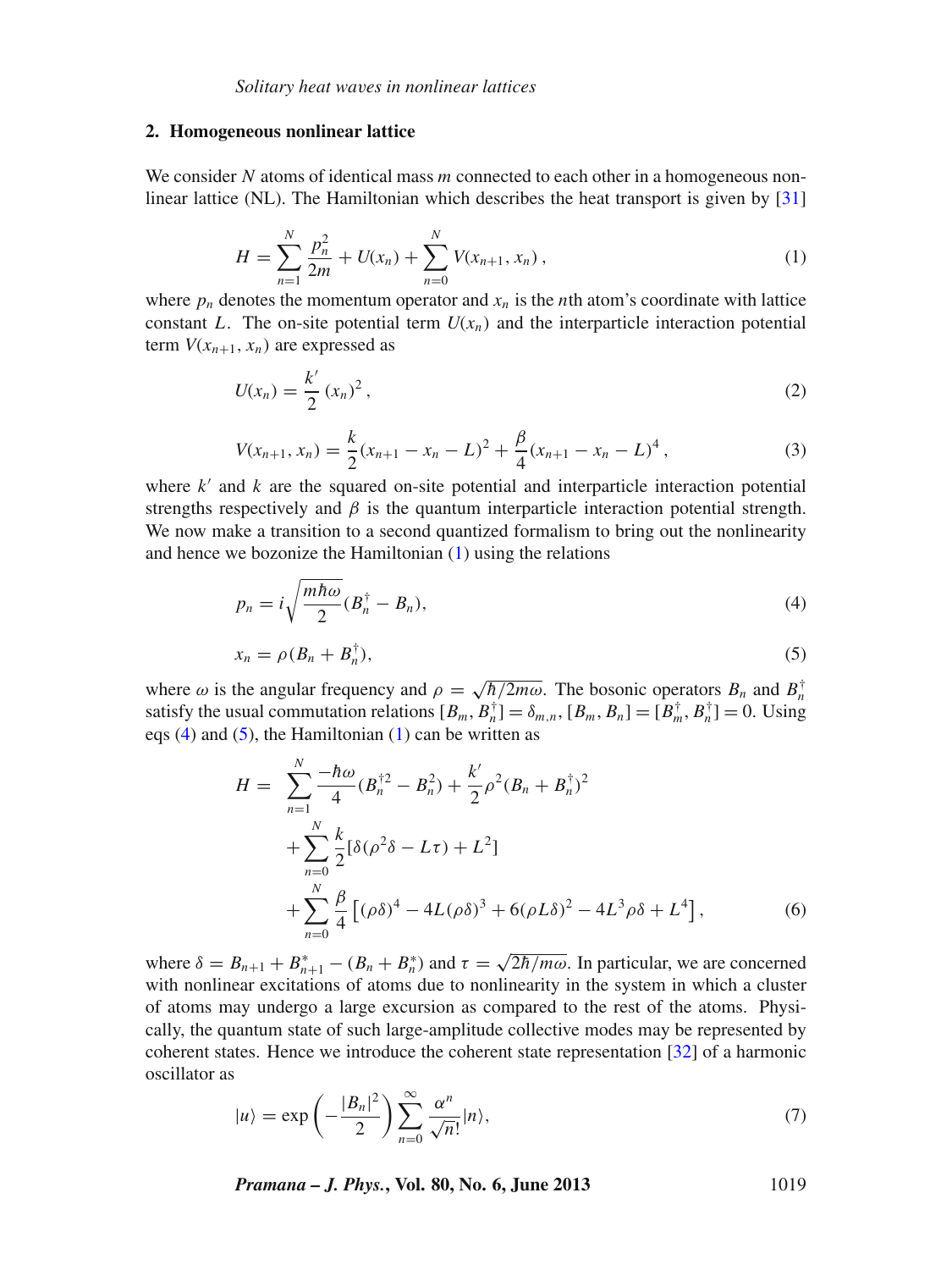## 2. Homogeneous nonlinear lattice

We consider $N$ atoms of identical mass $m$ connected to each other in a homogeneous nonlinear lattice (NL). The Hamiltonian which describes the heat transport is given by [31]

$$H = \sum_{n=1}^{N} \frac{p_n^2}{2m} + U(x_n) + \sum_{n=0}^{N} V(x_{n+1}, x_n)\,, \tag{1}$$

where $p_n$ denotes the momentum operator and $x_n$ is the $n$th atom's coordinate with lattice constant $L$. The on-site potential term $U(x_n)$ and the interparticle interaction potential term $V(x_{n+1}, x_n)$ are expressed as

$$U(x_n) = \frac{k'}{2}\,(x_n)^2\,, \tag{2}$$

$$V(x_{n+1}, x_n) = \frac{k}{2}(x_{n+1} - x_n - L)^2 + \frac{\beta}{4}(x_{n+1} - x_n - L)^4\,, \tag{3}$$

where $k'$ and $k$ are the squared on-site potential and interparticle interaction potential strengths respectively and $\beta$ is the quantum interparticle interaction potential strength. We now make a transition to a second quantized formalism to bring out the nonlinearity and hence we bozonize the Hamiltonian (1) using the relations

$$p_n = i\sqrt{\frac{m\hbar\omega}{2}}(B_n^{\dagger} - B_n), \tag{4}$$

$$x_n = \rho(B_n + B_n^{\dagger}), \tag{5}$$

where $\omega$ is the angular frequency and $\rho = \sqrt{\hbar/2m\omega}$. The bosonic operators $B_n$ and $B_n^{\dagger}$ satisfy the usual commutation relations $[B_m, B_n^{\dagger}] = \delta_{m,n}$, $[B_m, B_n] = [B_m^{\dagger}, B_n^{\dagger}] = 0$. Using eqs (4) and (5), the Hamiltonian (1) can be written as

$$\begin{aligned} H = &\sum_{n=1}^{N} \frac{-\hbar\omega}{4}(B_n^{\dagger 2} - B_n^2) + \frac{k'}{2}\rho^2(B_n + B_n^{\dagger})^2 \\ &+ \sum_{n=0}^{N} \frac{k}{2}[\delta(\rho^2\delta - L\tau) + L^2] \\ &+ \sum_{n=0}^{N} \frac{\beta}{4}\left[(\rho\delta)^4 - 4L(\rho\delta)^3 + 6(\rho L\delta)^2 - 4L^3\rho\delta + L^4\right], \end{aligned} \tag{6}$$

where $\delta = B_{n+1} + B_{n+1}^{*} - (B_n + B_n^{*})$ and $\tau = \sqrt{2\hbar/m\omega}$. In particular, we are concerned with nonlinear excitations of atoms due to nonlinearity in the system in which a cluster of atoms may undergo a large excursion as compared to the rest of the atoms. Physically, the quantum state of such large-amplitude collective modes may be represented by coherent states. Hence we introduce the coherent state representation [32] of a harmonic oscillator as

$$|u\rangle = \exp\left(-\frac{|B_n|^2}{2}\right)\sum_{n=0}^{\infty}\frac{\alpha^n}{\sqrt{n!}}|n\rangle, \tag{7}$$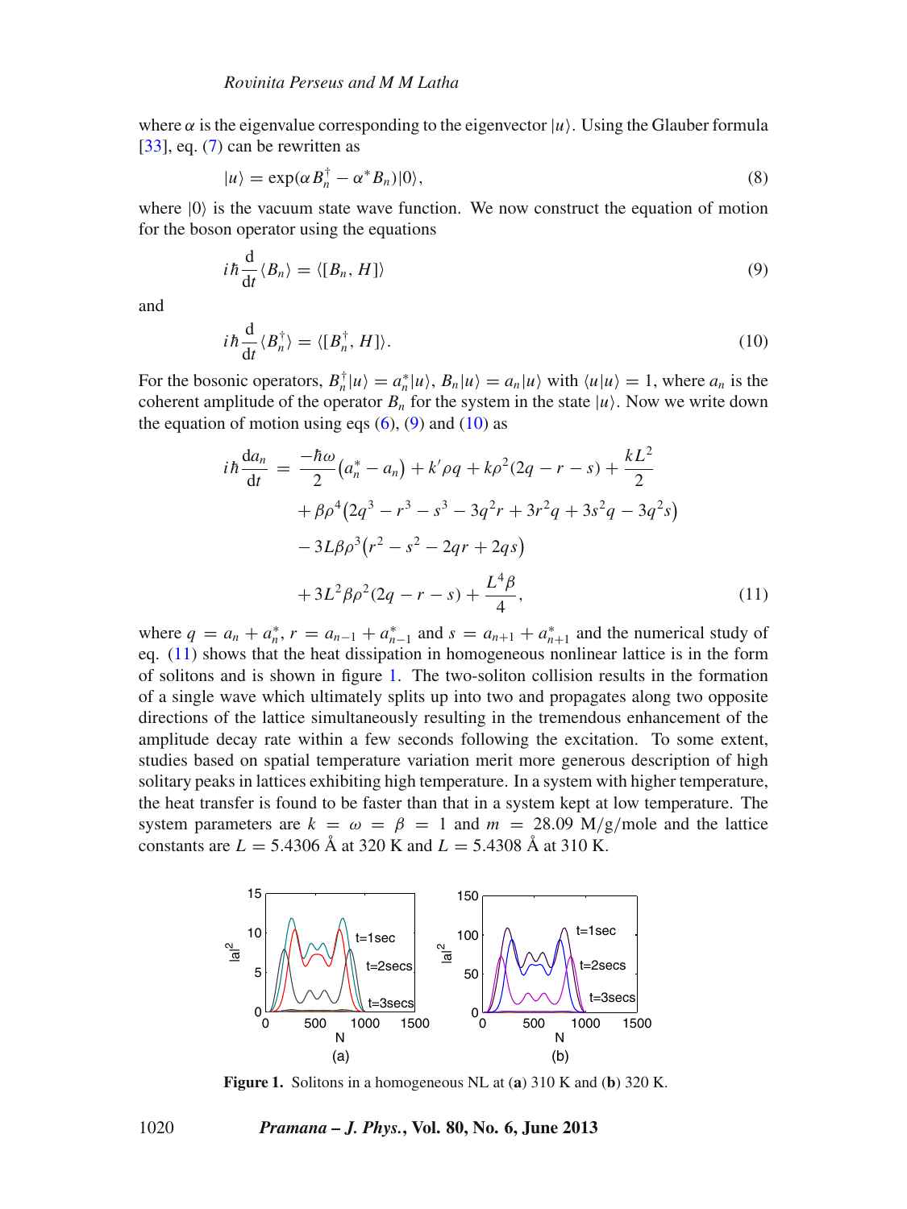where $\alpha$ is the eigenvalue corresponding to the eigenvector $|u\rangle$. Using the Glauber formula [33], eq. (7) can be rewritten as

$$|u\rangle = \exp(\alpha B_n^\dagger - \alpha^* B_n)|0\rangle, \tag{8}$$

where $|0\rangle$ is the vacuum state wave function. We now construct the equation of motion for the boson operator using the equations

$$i\hbar \frac{\mathrm{d}}{\mathrm{d}t}\langle B_n \rangle = \langle [B_n, H] \rangle \tag{9}$$

and

$$i\hbar \frac{\mathrm{d}}{\mathrm{d}t}\langle B_n^\dagger \rangle = \langle [B_n^\dagger, H] \rangle. \tag{10}$$

For the bosonic operators, $B_n^\dagger|u\rangle = a_n^*|u\rangle$, $B_n|u\rangle = a_n|u\rangle$ with $\langle u|u\rangle = 1$, where $a_n$ is the coherent amplitude of the operator $B_n$ for the system in the state $|u\rangle$. Now we write down the equation of motion using eqs (6), (9) and (10) as

$$\begin{aligned} i\hbar \frac{\mathrm{d}a_n}{\mathrm{d}t} &= \frac{-\hbar\omega}{2}\left(a_n^* - a_n\right) + k'\rho q + k\rho^2(2q - r - s) + \frac{kL^2}{2} \\ &\quad + \beta\rho^4\left(2q^3 - r^3 - s^3 - 3q^2 r + 3r^2 q + 3s^2 q - 3q^2 s\right) \\ &\quad - 3L\beta\rho^3\left(r^2 - s^2 - 2qr + 2qs\right) \\ &\quad + 3L^2\beta\rho^2(2q - r - s) + \frac{L^4\beta}{4}, \end{aligned} \tag{11}$$

where $q = a_n + a_n^*$, $r = a_{n-1} + a_{n-1}^*$ and $s = a_{n+1} + a_{n+1}^*$ and the numerical study of eq. (11) shows that the heat dissipation in homogeneous nonlinear lattice is in the form of solitons and is shown in figure 1. The two-soliton collision results in the formation of a single wave which ultimately splits up into two and propagates along two opposite directions of the lattice simultaneously resulting in the tremendous enhancement of the amplitude decay rate within a few seconds following the excitation. To some extent, studies based on spatial temperature variation merit more generous description of high solitary peaks in lattices exhibiting high temperature. In a system with higher temperature, the heat transfer is found to be faster than that in a system kept at low temperature. The system parameters are $k = \omega = \beta = 1$ and $m = 28.09$ M/g/mole and the lattice constants are $L = 5.4306$ Å at 320 K and $L = 5.4308$ Å at 310 K.

**Figure 1.** Solitons in a homogeneous NL at (**a**) 310 K and (**b**) 320 K.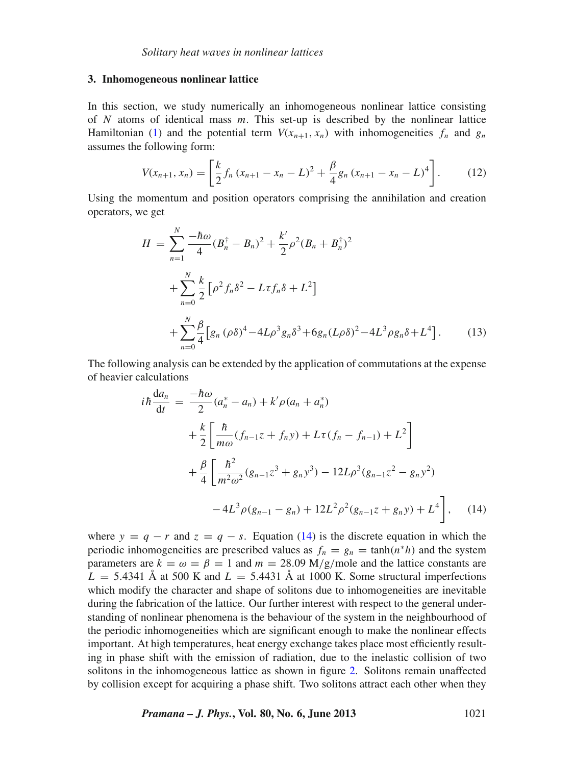## 3. Inhomogeneous nonlinear lattice

In this section, we study numerically an inhomogeneous nonlinear lattice consisting of $N$ atoms of identical mass $m$. This set-up is described by the nonlinear lattice Hamiltonian (1) and the potential term $V(x_{n+1}, x_n)$ with inhomogeneities $f_n$ and $g_n$ assumes the following form:

$$V(x_{n+1}, x_n) = \left[\frac{k}{2} f_n \,(x_{n+1} - x_n - L)^2 + \frac{\beta}{4} g_n \,(x_{n+1} - x_n - L)^4\right]. \tag{12}$$

Using the momentum and position operators comprising the annihilation and creation operators, we get

$$\begin{aligned} H = & \sum_{n=1}^{N} \frac{-\hbar\omega}{4}(B_n^{\dagger} - B_n)^2 + \frac{k'}{2}\rho^2 (B_n + B_n^{\dagger})^2 \\ & + \sum_{n=0}^{N} \frac{k}{2}\left[\rho^2 f_n \delta^2 - L\tau f_n \delta + L^2\right] \\ & + \sum_{n=0}^{N} \frac{\beta}{4}\left[g_n\,(\rho\delta)^4 - 4L\rho^3 g_n \delta^3 + 6 g_n (L\rho\delta)^2 - 4L^3 \rho g_n \delta + L^4\right]. \end{aligned} \tag{13}$$

The following analysis can be extended by the application of commutations at the expense of heavier calculations

$$\begin{aligned} i\hbar \frac{\mathrm{d}a_n}{\mathrm{d}t} = & \frac{-\hbar\omega}{2}(a_n^* - a_n) + k'\rho(a_n + a_n^*) \\ & + \frac{k}{2}\left[\frac{\hbar}{m\omega}(f_{n-1} z + f_n y) + L\tau (f_n - f_{n-1}) + L^2\right] \\ & + \frac{\beta}{4}\left[\frac{\hbar^2}{m^2\omega^2}(g_{n-1} z^3 + g_n y^3) - 12 L\rho^3 (g_{n-1} z^2 - g_n y^2)\right. \\ & \left. - 4L^3 \rho (g_{n-1} - g_n) + 12 L^2 \rho^2 (g_{n-1} z + g_n y) + L^4\right], \end{aligned} \tag{14}$$

where $y = q - r$ and $z = q - s$. Equation (14) is the discrete equation in which the periodic inhomogeneities are prescribed values as $f_n = g_n = \tanh(n^* h)$ and the system parameters are $k = \omega = \beta = 1$ and $m = 28.09$ M/g/mole and the lattice constants are $L = 5.4341$ Å at 500 K and $L = 5.4431$ Å at 1000 K. Some structural imperfections which modify the character and shape of solitons due to inhomogeneities are inevitable during the fabrication of the lattice. Our further interest with respect to the general understanding of nonlinear phenomena is the behaviour of the system in the neighbourhood of the periodic inhomogeneities which are significant enough to make the nonlinear effects important. At high temperatures, heat energy exchange takes place most efficiently resulting in phase shift with the emission of radiation, due to the inelastic collision of two solitons in the inhomogeneous lattice as shown in figure 2. Solitons remain unaffected by collision except for acquiring a phase shift. Two solitons attract each other when they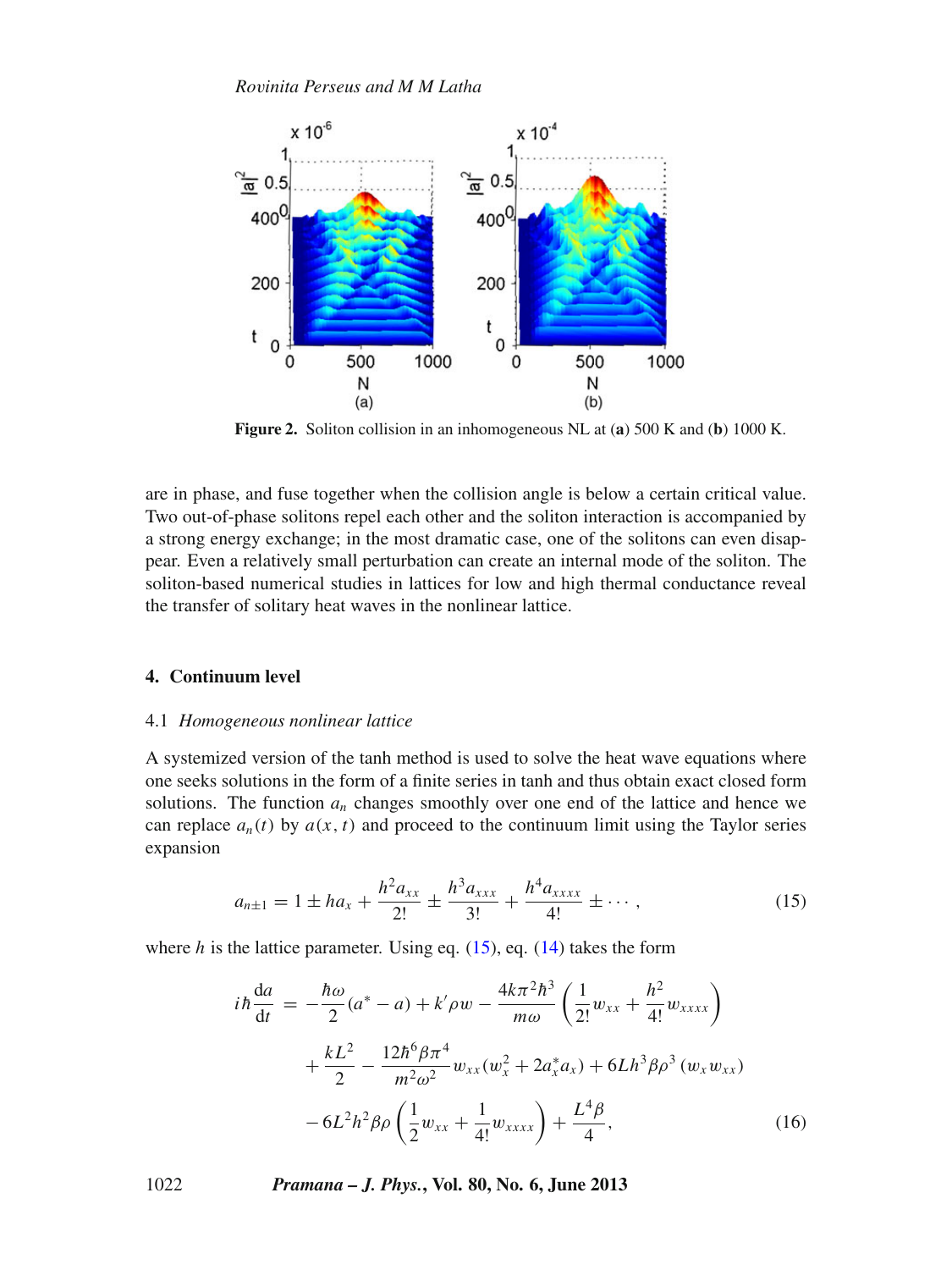**Figure 2.** Soliton collision in an inhomogeneous NL at (**a**) 500 K and (**b**) 1000 K.

are in phase, and fuse together when the collision angle is below a certain critical value. Two out-of-phase solitons repel each other and the soliton interaction is accompanied by a strong energy exchange; in the most dramatic case, one of the solitons can even disappear. Even a relatively small perturbation can create an internal mode of the soliton. The soliton-based numerical studies in lattices for low and high thermal conductance reveal the transfer of solitary heat waves in the nonlinear lattice.

## 4. Continuum level

### 4.1 *Homogeneous nonlinear lattice*

A systemized version of the tanh method is used to solve the heat wave equations where one seeks solutions in the form of a finite series in tanh and thus obtain exact closed form solutions. The function $a_n$ changes smoothly over one end of the lattice and hence we can replace $a_n(t)$ by $a(x,t)$ and proceed to the continuum limit using the Taylor series expansion

$$a_{n\pm 1} = 1 \pm h a_x + \frac{h^2 a_{xx}}{2!} \pm \frac{h^3 a_{xxx}}{3!} + \frac{h^4 a_{xxxx}}{4!} \pm \cdots, \tag{15}$$

where $h$ is the lattice parameter. Using eq. (15), eq. (14) takes the form

$$\begin{aligned} i\hbar \frac{\mathrm{d}a}{\mathrm{d}t} &= -\frac{\hbar\omega}{2}(a^* - a) + k'\rho w - \frac{4k\pi^2\hbar^3}{m\omega}\left(\frac{1}{2!}w_{xx} + \frac{h^2}{4!}w_{xxxx}\right) \\ &\quad + \frac{kL^2}{2} - \frac{12\hbar^6\beta\pi^4}{m^2\omega^2}w_{xx}(w_x^2 + 2a_x^* a_x) + 6Lh^3\beta\rho^3\,(w_x w_{xx}) \\ &\quad - 6L^2h^2\beta\rho\left(\frac{1}{2}w_{xx} + \frac{1}{4!}w_{xxxx}\right) + \frac{L^4\beta}{4}, \end{aligned} \tag{16}$$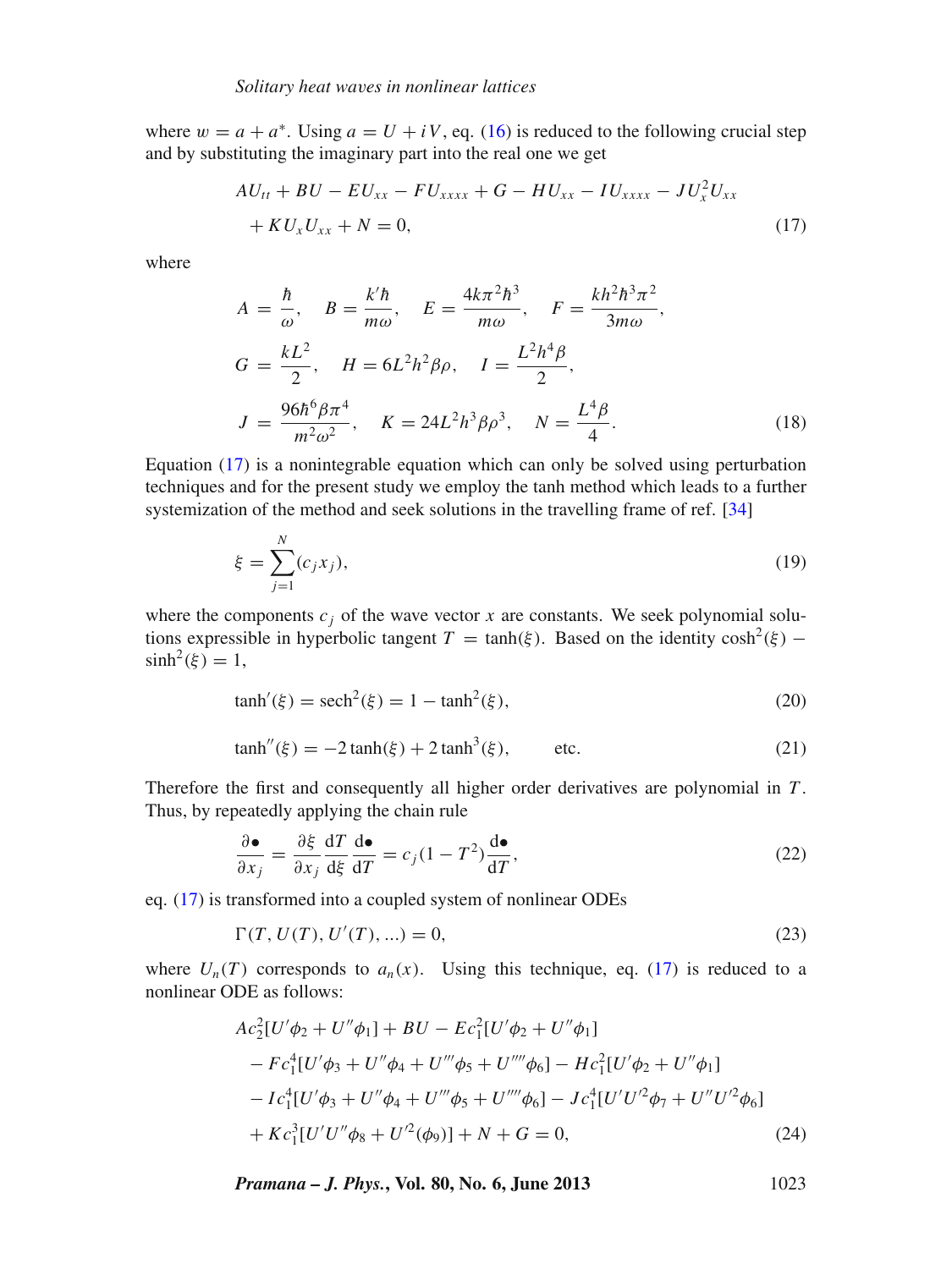where $w = a + a^*$. Using $a = U + iV$, eq. (16) is reduced to the following crucial step and by substituting the imaginary part into the real one we get

$$AU_{tt} + BU - EU_{xx} - FU_{xxxx} + G - HU_{xx} - IU_{xxxx} - JU_x^2 U_{xx} + KU_x U_{xx} + N = 0, \tag{17}$$

where

$$A = \frac{\hbar}{\omega}, \quad B = \frac{k'\hbar}{m\omega}, \quad E = \frac{4k\pi^2\hbar^3}{m\omega}, \quad F = \frac{kh^2\hbar^3\pi^2}{3m\omega},$$
$$G = \frac{kL^2}{2}, \quad H = 6L^2h^2\beta\rho, \quad I = \frac{L^2h^4\beta}{2},$$
$$J = \frac{96\hbar^6\beta\pi^4}{m^2\omega^2}, \quad K = 24L^2h^3\beta\rho^3, \quad N = \frac{L^4\beta}{4}. \tag{18}$$

Equation (17) is a nonintegrable equation which can only be solved using perturbation techniques and for the present study we employ the tanh method which leads to a further systemization of the method and seek solutions in the travelling frame of ref. [34]

$$\xi = \sum_{j=1}^{N}(c_j x_j), \tag{19}$$

where the components $c_j$ of the wave vector $x$ are constants. We seek polynomial solutions expressible in hyperbolic tangent $T = \tanh(\xi)$. Based on the identity $\cosh^2(\xi) - \sinh^2(\xi) = 1$,

$$\tanh'(\xi) = \mathrm{sech}^2(\xi) = 1 - \tanh^2(\xi), \tag{20}$$

$$\tanh''(\xi) = -2\tanh(\xi) + 2\tanh^3(\xi), \qquad \text{etc.} \tag{21}$$

Therefore the first and consequently all higher order derivatives are polynomial in $T$. Thus, by repeatedly applying the chain rule

$$\frac{\partial \bullet}{\partial x_j} = \frac{\partial \xi}{\partial x_j}\frac{\mathrm{d}T}{\mathrm{d}\xi}\frac{\mathrm{d}\bullet}{\mathrm{d}T} = c_j(1 - T^2)\frac{\mathrm{d}\bullet}{\mathrm{d}T}, \tag{22}$$

eq. (17) is transformed into a coupled system of nonlinear ODEs

$$\Gamma(T, U(T), U'(T), \ldots) = 0, \tag{23}$$

where $U_n(T)$ corresponds to $a_n(x)$. Using this technique, eq. (17) is reduced to a nonlinear ODE as follows:

$$\begin{aligned}
&Ac_2^2[U'\phi_2 + U''\phi_1] + BU - Ec_1^2[U'\phi_2 + U''\phi_1] \\
&\quad - Fc_1^4[U'\phi_3 + U''\phi_4 + U'''\phi_5 + U''''\phi_6] - Hc_1^2[U'\phi_2 + U''\phi_1] \\
&\quad - Ic_1^4[U'\phi_3 + U''\phi_4 + U'''\phi_5 + U''''\phi_6] - Jc_1^4[U'U'^2\phi_7 + U''U'^2\phi_6] \\
&\quad + Kc_1^3[U'U''\phi_8 + U'^2(\phi_9)] + N + G = 0,
\end{aligned} \tag{24}$$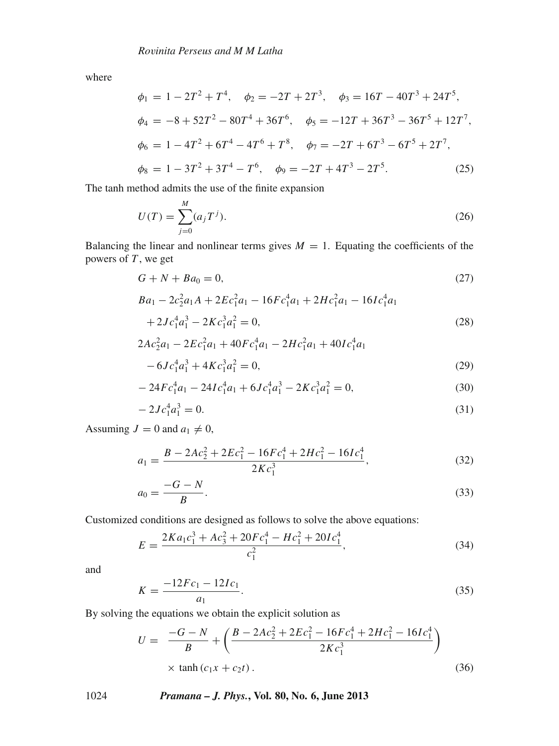where

$$\phi_1 = 1 - 2T^2 + T^4, \quad \phi_2 = -2T + 2T^3, \quad \phi_3 = 16T - 40T^3 + 24T^5,$$

$$\phi_4 = -8 + 52T^2 - 80T^4 + 36T^6, \quad \phi_5 = -12T + 36T^3 - 36T^5 + 12T^7,$$

$$\phi_6 = 1 - 4T^2 + 6T^4 - 4T^6 + T^8, \quad \phi_7 = -2T + 6T^3 - 6T^5 + 2T^7,$$

$$\phi_8 = 1 - 3T^2 + 3T^4 - T^6, \quad \phi_9 = -2T + 4T^3 - 2T^5. \tag{25}$$

The tanh method admits the use of the finite expansion

$$U(T) = \sum_{j=0}^{M} (a_j T^j). \tag{26}$$

Balancing the linear and nonlinear terms gives $M = 1$. Equating the coefficients of the powers of $T$, we get

$$G + N + Ba_0 = 0, \tag{27}$$

$$Ba_1 - 2c_2^2 a_1 A + 2Ec_1^2 a_1 - 16Fc_1^4 a_1 + 2Hc_1^2 a_1 - 16Ic_1^4 a_1 + 2Jc_1^4 a_1^3 - 2Kc_1^3 a_1^2 = 0, \tag{28}$$

$$2Ac_2^2 a_1 - 2Ec_1^2 a_1 + 40Fc_1^4 a_1 - 2Hc_1^2 a_1 + 40Ic_1^4 a_1 - 6Jc_1^4 a_1^3 + 4Kc_1^3 a_1^2 = 0, \tag{29}$$

$$-24Fc_1^4 a_1 - 24Ic_1^4 a_1 + 6Jc_1^4 a_1^3 - 2Kc_1^3 a_1^2 = 0, \tag{30}$$

$$-2Jc_1^4 a_1^3 = 0. \tag{31}$$

Assuming $J = 0$ and $a_1 \neq 0$,

$$a_1 = \frac{B - 2Ac_2^2 + 2Ec_1^2 - 16Fc_1^4 + 2Hc_1^2 - 16Ic_1^4}{2Kc_1^3}, \tag{32}$$

$$a_0 = \frac{-G - N}{B}. \tag{33}$$

Customized conditions are designed as follows to solve the above equations:

$$E = \frac{2Ka_1c_1^3 + Ac_3^2 + 20Fc_1^4 - Hc_1^2 + 20Ic_1^4}{c_1^2}, \tag{34}$$

and

$$K = \frac{-12Fc_1 - 12Ic_1}{a_1}. \tag{35}$$

By solving the equations we obtain the explicit solution as

$$U = \frac{-G - N}{B} + \left( \frac{B - 2Ac_2^2 + 2Ec_1^2 - 16Fc_1^4 + 2Hc_1^2 - 16Ic_1^4}{2Kc_1^3} \right) \times \tanh(c_1 x + c_2 t). \tag{36}$$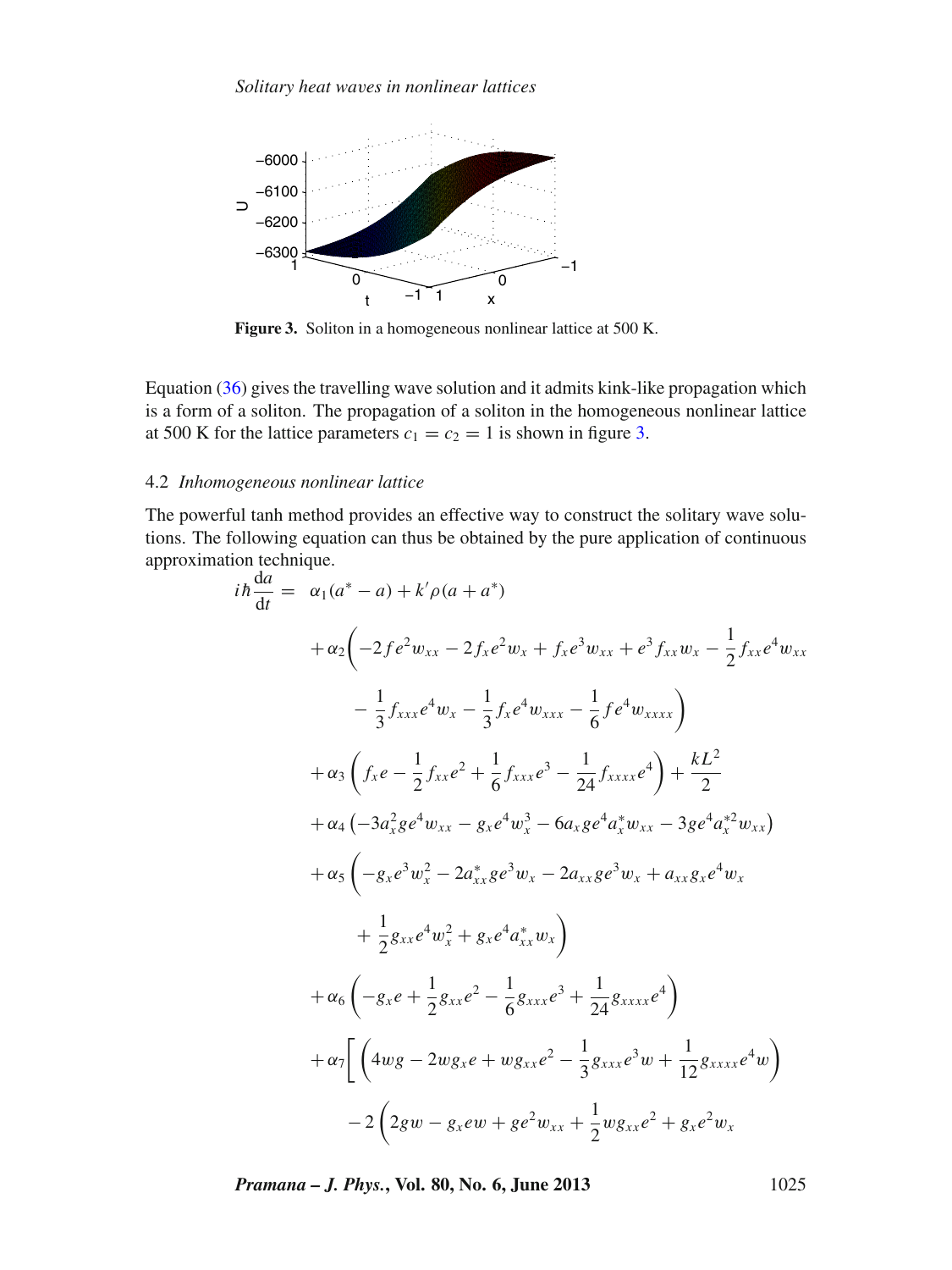**Figure 3.** Soliton in a homogeneous nonlinear lattice at 500 K.

Equation (36) gives the travelling wave solution and it admits kink-like propagation which is a form of a soliton. The propagation of a soliton in the homogeneous nonlinear lattice at 500 K for the lattice parameters $c_1 = c_2 = 1$ is shown in figure 3.

### 4.2 *Inhomogeneous nonlinear lattice*

The powerful tanh method provides an effective way to construct the solitary wave solutions. The following equation can thus be obtained by the pure application of continuous approximation technique.

$$
\begin{aligned}
i\hbar\frac{\mathrm{d}a}{\mathrm{d}t} = \;& \alpha_1(a^* - a) + k'\rho(a + a^*) \\
& + \alpha_2\bigg(-2fe^2w_{xx} - 2f_xe^2w_x + f_xe^3w_{xx} + e^3f_{xx}w_x - \frac{1}{2}f_{xx}e^4w_{xx} \\
& \qquad - \frac{1}{3}f_{xxx}e^4w_x - \frac{1}{3}f_xe^4w_{xxx} - \frac{1}{6}fe^4w_{xxxx}\bigg) \\
& + \alpha_3\left(f_xe - \frac{1}{2}f_{xx}e^2 + \frac{1}{6}f_{xxx}e^3 - \frac{1}{24}f_{xxxx}e^4\right) + \frac{kL^2}{2} \\
& + \alpha_4\left(-3a_x^2ge^4w_{xx} - g_xe^4w_x^3 - 6a_xge^4a_x^*w_{xx} - 3ge^4a_x^{*2}w_{xx}\right) \\
& + \alpha_5\bigg(-g_xe^3w_x^2 - 2a_{xx}^*ge^3w_x - 2a_{xx}ge^3w_x + a_{xx}g_xe^4w_x \\
& \qquad + \frac{1}{2}g_{xx}e^4w_x^2 + g_xe^4a_{xx}^*w_x\bigg) \\
& + \alpha_6\left(-g_xe + \frac{1}{2}g_{xx}e^2 - \frac{1}{6}g_{xxx}e^3 + \frac{1}{24}g_{xxxx}e^4\right) \\
& + \alpha_7\bigg[\left(4wg - 2wg_xe + wg_{xx}e^2 - \frac{1}{3}g_{xxx}e^3w + \frac{1}{12}g_{xxxx}e^4w\right) \\
& \qquad - 2\bigg(2gw - g_xew + ge^2w_{xx} + \frac{1}{2}wg_{xx}e^2 + g_xe^2w_x
\end{aligned}
$$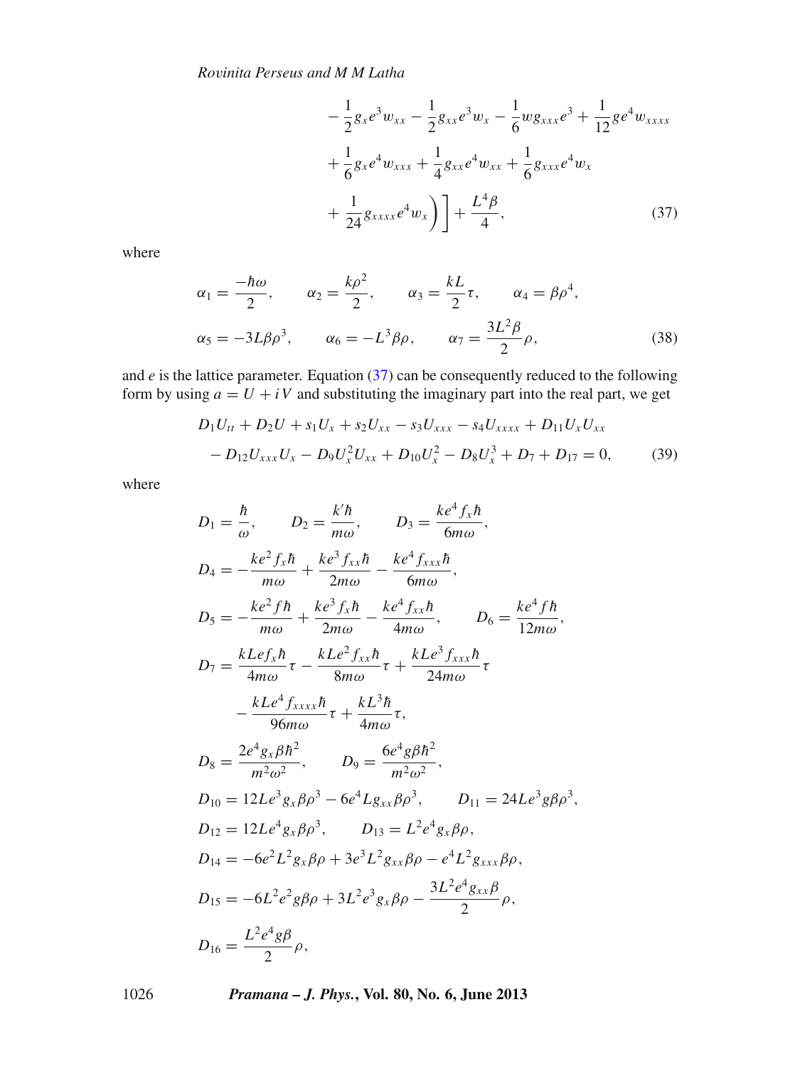$$
\begin{aligned}
&- \frac{1}{2} g_x e^3 w_{xx} - \frac{1}{2} g_{xx} e^3 w_x - \frac{1}{6} w g_{xxx} e^3 + \frac{1}{12} g e^4 w_{xxxx} \\
&+ \frac{1}{6} g_x e^4 w_{xxx} + \frac{1}{4} g_{xx} e^4 w_{xx} + \frac{1}{6} g_{xxx} e^4 w_x \\
&+ \frac{1}{24} g_{xxxx} e^4 w_x \Big) \Big] + \frac{L^4 \beta}{4}, \qquad (37)
\end{aligned}
$$

where

$$
\begin{aligned}
&\alpha_1 = \frac{-\hbar\omega}{2}, \qquad \alpha_2 = \frac{k\rho^2}{2}, \qquad \alpha_3 = \frac{kL}{2}\tau, \qquad \alpha_4 = \beta\rho^4, \\
&\alpha_5 = -3L\beta\rho^3, \qquad \alpha_6 = -L^3\beta\rho, \qquad \alpha_7 = \frac{3L^2\beta}{2}\rho, \qquad (38)
\end{aligned}
$$

and $e$ is the lattice parameter. Equation (37) can be consequently reduced to the following form by using $a = U + iV$ and substituting the imaginary part into the real part, we get

$$
\begin{aligned}
&D_1 U_{tt} + D_2 U + s_1 U_x + s_2 U_{xx} - s_3 U_{xxx} - s_4 U_{xxxx} + D_{11} U_x U_{xx} \\
&- D_{12} U_{xxx} U_x - D_9 U_x^2 U_{xx} + D_{10} U_x^2 - D_8 U_x^3 + D_7 + D_{17} = 0, \qquad (39)
\end{aligned}
$$

where

$$
\begin{aligned}
&D_1 = \frac{\hbar}{\omega}, \qquad D_2 = \frac{k'\hbar}{m\omega}, \qquad D_3 = \frac{ke^4 f_x \hbar}{6m\omega}, \\
&D_4 = -\frac{ke^2 f_x \hbar}{m\omega} + \frac{ke^3 f_{xx} \hbar}{2m\omega} - \frac{ke^4 f_{xxx} \hbar}{6m\omega}, \\
&D_5 = -\frac{ke^2 f \hbar}{m\omega} + \frac{ke^3 f_x \hbar}{2m\omega} - \frac{ke^4 f_{xx} \hbar}{4m\omega}, \qquad D_6 = \frac{ke^4 f \hbar}{12m\omega}, \\
&D_7 = \frac{kLe f_x \hbar}{4m\omega}\tau - \frac{kLe^2 f_{xx} \hbar}{8m\omega}\tau + \frac{kLe^3 f_{xxx} \hbar}{24m\omega}\tau \\
&\qquad - \frac{kLe^4 f_{xxxx} \hbar}{96m\omega}\tau + \frac{kL^3 \hbar}{4m\omega}\tau, \\
&D_8 = \frac{2e^4 g_x \beta \hbar^2}{m^2\omega^2}, \qquad D_9 = \frac{6e^4 g \beta \hbar^2}{m^2\omega^2}, \\
&D_{10} = 12Le^3 g_x \beta\rho^3 - 6e^4 L g_{xx} \beta\rho^3, \qquad D_{11} = 24Le^3 g \beta\rho^3, \\
&D_{12} = 12Le^4 g_x \beta\rho^3, \qquad D_{13} = L^2 e^4 g_x \beta\rho, \\
&D_{14} = -6e^2 L^2 g_x \beta\rho + 3e^3 L^2 g_{xx} \beta\rho - e^4 L^2 g_{xxx} \beta\rho, \\
&D_{15} = -6L^2 e^2 g \beta\rho + 3L^2 e^3 g_x \beta\rho - \frac{3L^2 e^4 g_{xx} \beta}{2}\rho, \\
&D_{16} = \frac{L^2 e^4 g \beta}{2}\rho,
\end{aligned}
$$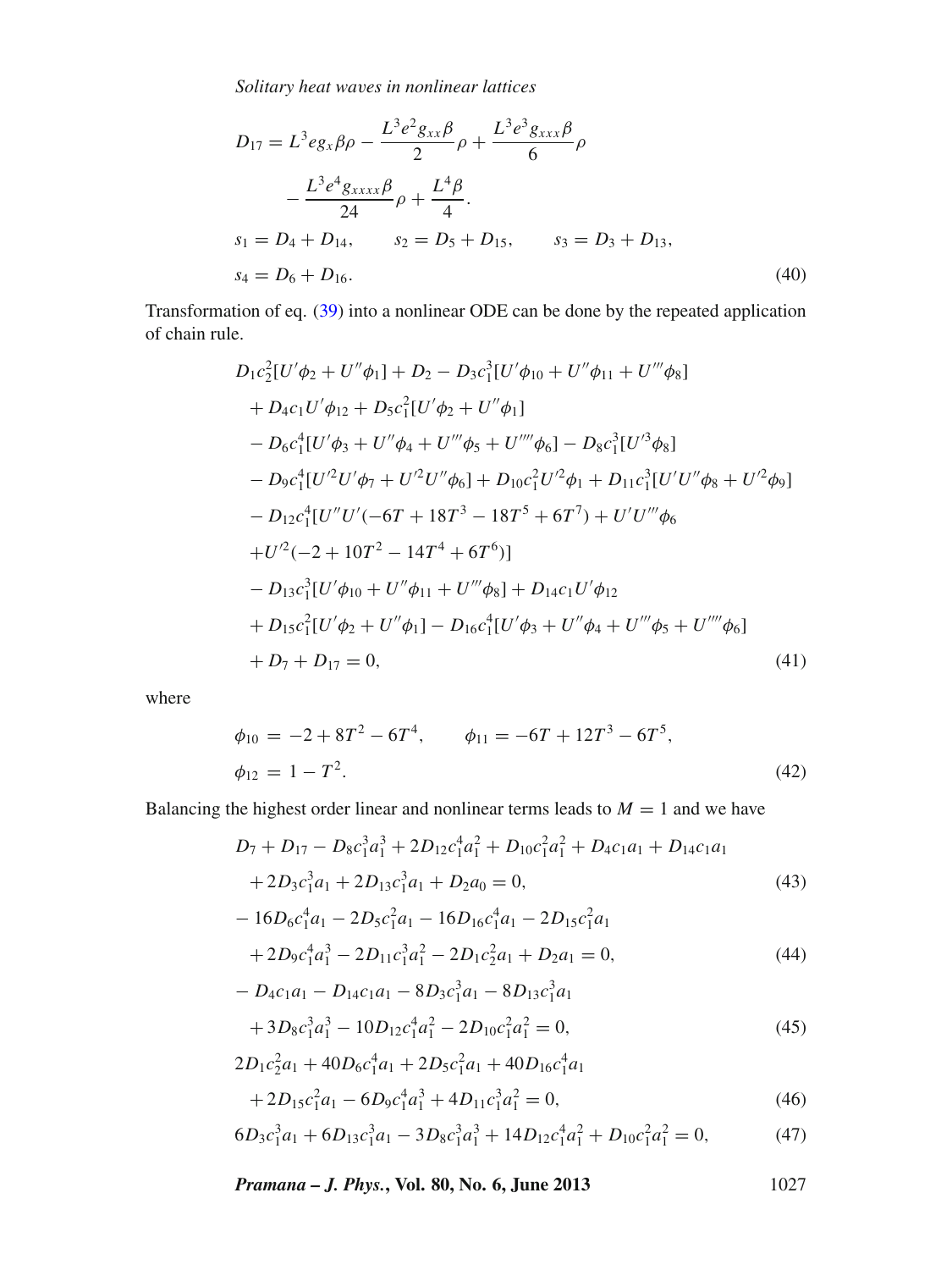$$
\begin{aligned}
D_{17} &= L^3 e g_x \beta\rho - \frac{L^3 e^2 g_{xx}\beta}{2}\rho + \frac{L^3 e^3 g_{xxx}\beta}{6}\rho \\
&\quad - \frac{L^3 e^4 g_{xxxx}\beta}{24}\rho + \frac{L^4\beta}{4}. \\
s_1 &= D_4 + D_{14}, \qquad s_2 = D_5 + D_{15}, \qquad s_3 = D_3 + D_{13}, \\
s_4 &= D_6 + D_{16}.
\end{aligned} \tag{40}
$$

Transformation of eq. (39) into a nonlinear ODE can be done by the repeated application of chain rule.

$$
\begin{aligned}
&D_1 c_2^2[U'\phi_2 + U''\phi_1] + D_2 - D_3 c_1^3[U'\phi_{10} + U''\phi_{11} + U'''\phi_8] \\
&\quad + D_4 c_1 U'\phi_{12} + D_5 c_1^2[U'\phi_2 + U''\phi_1] \\
&\quad - D_6 c_1^4[U'\phi_3 + U''\phi_4 + U'''\phi_5 + U''''\phi_6] - D_8 c_1^3[U'^3\phi_8] \\
&\quad - D_9 c_1^4[U'^2 U'\phi_7 + U'^2 U''\phi_6] + D_{10} c_1^2 U'^2\phi_1 + D_{11} c_1^3[U'U''\phi_8 + U'^2\phi_9] \\
&\quad - D_{12} c_1^4[U''U'(-6T + 18T^3 - 18T^5 + 6T^7) + U'U'''\phi_6 \\
&\quad + U'^2(-2 + 10T^2 - 14T^4 + 6T^6)] \\
&\quad - D_{13} c_1^3[U'\phi_{10} + U''\phi_{11} + U'''\phi_8] + D_{14} c_1 U'\phi_{12} \\
&\quad + D_{15} c_1^2[U'\phi_2 + U''\phi_1] - D_{16} c_1^4[U'\phi_3 + U''\phi_4 + U'''\phi_5 + U''''\phi_6] \\
&\quad + D_7 + D_{17} = 0,
\end{aligned} \tag{41}
$$

where

$$
\begin{aligned}
\phi_{10} &= -2 + 8T^2 - 6T^4, \qquad \phi_{11} = -6T + 12T^3 - 6T^5, \\
\phi_{12} &= 1 - T^2.
\end{aligned} \tag{42}
$$

Balancing the highest order linear and nonlinear terms leads to $M = 1$ and we have

$$
\begin{aligned}
&D_7 + D_{17} - D_8 c_1^3 a_1^3 + 2D_{12} c_1^4 a_1^2 + D_{10} c_1^2 a_1^2 + D_4 c_1 a_1 + D_{14} c_1 a_1 \\
&\quad + 2D_3 c_1^3 a_1 + 2D_{13} c_1^3 a_1 + D_2 a_0 = 0,
\end{aligned} \tag{43}
$$

$$
\begin{aligned}
&- 16D_6 c_1^4 a_1 - 2D_5 c_1^2 a_1 - 16D_{16} c_1^4 a_1 - 2D_{15} c_1^2 a_1 \\
&\quad + 2D_9 c_1^4 a_1^3 - 2D_{11} c_1^3 a_1^2 - 2D_1 c_2^2 a_1 + D_2 a_1 = 0,
\end{aligned} \tag{44}
$$

$$
\begin{aligned}
&- D_4 c_1 a_1 - D_{14} c_1 a_1 - 8D_3 c_1^3 a_1 - 8D_{13} c_1^3 a_1 \\
&\quad + 3D_8 c_1^3 a_1^3 - 10D_{12} c_1^4 a_1^2 - 2D_{10} c_1^2 a_1^2 = 0,
\end{aligned} \tag{45}
$$

$$
\begin{aligned}
&2D_1 c_2^2 a_1 + 40D_6 c_1^4 a_1 + 2D_5 c_1^2 a_1 + 40D_{16} c_1^4 a_1 \\
&\quad + 2D_{15} c_1^2 a_1 - 6D_9 c_1^4 a_1^3 + 4D_{11} c_1^3 a_1^2 = 0,
\end{aligned} \tag{46}
$$

$$
6D_3 c_1^3 a_1 + 6D_{13} c_1^3 a_1 - 3D_8 c_1^3 a_1^3 + 14D_{12} c_1^4 a_1^2 + D_{10} c_1^2 a_1^2 = 0, \tag{47}
$$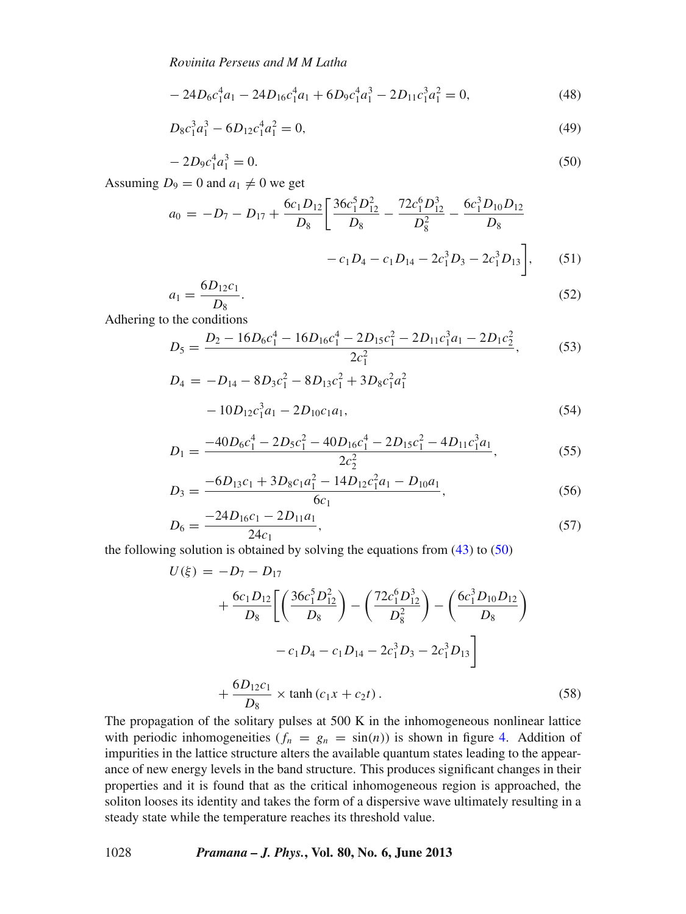$$- 24D_6c_1^4a_1 - 24D_{16}c_1^4a_1 + 6D_9c_1^4a_1^3 - 2D_{11}c_1^3a_1^2 = 0, \tag{48}$$

$$D_8c_1^3a_1^3 - 6D_{12}c_1^4a_1^2 = 0, \tag{49}$$

$$- 2D_9c_1^4a_1^3 = 0. \tag{50}$$

Assuming $D_9 = 0$ and $a_1 \neq 0$ we get

$$a_0 = -D_7 - D_{17} + \frac{6c_1D_{12}}{D_8}\left[\frac{36c_1^5D_{12}^2}{D_8} - \frac{72c_1^6D_{12}^3}{D_8^2} - \frac{6c_1^3D_{10}D_{12}}{D_8} - c_1D_4 - c_1D_{14} - 2c_1^3D_3 - 2c_1^3D_{13}\right], \tag{51}$$

$$a_1 = \frac{6D_{12}c_1}{D_8}. \tag{52}$$

Adhering to the conditions

$$D_5 = \frac{D_2 - 16D_6c_1^4 - 16D_{16}c_1^4 - 2D_{15}c_1^2 - 2D_{11}c_1^3a_1 - 2D_1c_2^2}{2c_1^2}, \tag{53}$$

$$D_4 = -D_{14} - 8D_3c_1^2 - 8D_{13}c_1^2 + 3D_8c_1^2a_1^2 - 10D_{12}c_1^3a_1 - 2D_{10}c_1a_1, \tag{54}$$

$$D_1 = \frac{-40D_6c_1^4 - 2D_5c_1^2 - 40D_{16}c_1^4 - 2D_{15}c_1^2 - 4D_{11}c_1^3a_1}{2c_2^2}, \tag{55}$$

$$D_3 = \frac{-6D_{13}c_1 + 3D_8c_1a_1^2 - 14D_{12}c_1^2a_1 - D_{10}a_1}{6c_1}, \tag{56}$$

$$D_6 = \frac{-24D_{16}c_1 - 2D_{11}a_1}{24c_1}, \tag{57}$$

the following solution is obtained by solving the equations from (43) to (50)

$$U(\xi) = -D_7 - D_{17} + \frac{6c_1D_{12}}{D_8}\left[\left(\frac{36c_1^5D_{12}^2}{D_8}\right) - \left(\frac{72c_1^6D_{12}^3}{D_8^2}\right) - \left(\frac{6c_1^3D_{10}D_{12}}{D_8}\right) - c_1D_4 - c_1D_{14} - 2c_1^3D_3 - 2c_1^3D_{13}\right] + \frac{6D_{12}c_1}{D_8} \times \tanh(c_1x + c_2t). \tag{58}$$

The propagation of the solitary pulses at 500 K in the inhomogeneous nonlinear lattice with periodic inhomogeneities ($f_n = g_n = \sin(n)$) is shown in figure 4. Addition of impurities in the lattice structure alters the available quantum states leading to the appearance of new energy levels in the band structure. This produces significant changes in their properties and it is found that as the critical inhomogeneous region is approached, the soliton looses its identity and takes the form of a dispersive wave ultimately resulting in a steady state while the temperature reaches its threshold value.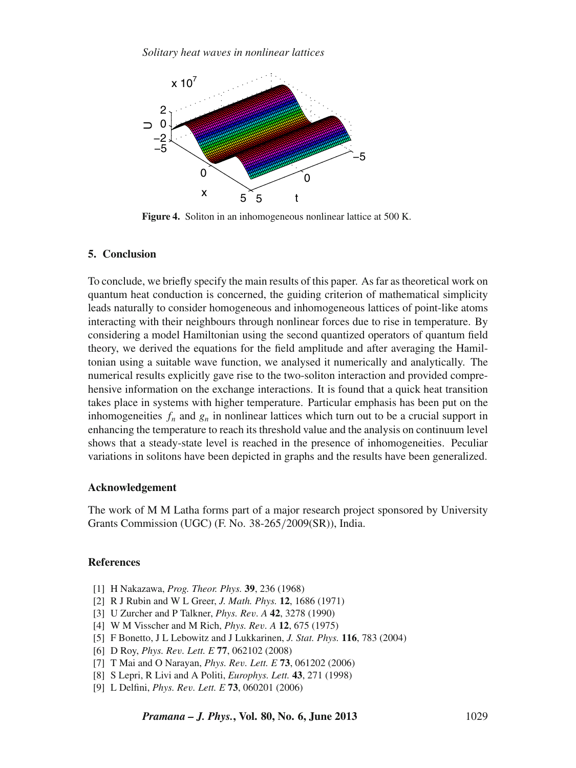Figure 4. Soliton in an inhomogeneous nonlinear lattice at 500 K.

## 5. Conclusion

To conclude, we briefly specify the main results of this paper. As far as theoretical work on quantum heat conduction is concerned, the guiding criterion of mathematical simplicity leads naturally to consider homogeneous and inhomogeneous lattices of point-like atoms interacting with their neighbours through nonlinear forces due to rise in temperature. By considering a model Hamiltonian using the second quantized operators of quantum field theory, we derived the equations for the field amplitude and after averaging the Hamiltonian using a suitable wave function, we analysed it numerically and analytically. The numerical results explicitly gave rise to the two-soliton interaction and provided comprehensive information on the exchange interactions. It is found that a quick heat transition takes place in systems with higher temperature. Particular emphasis has been put on the inhomogeneities $f_n$ and $g_n$ in nonlinear lattices which turn out to be a crucial support in enhancing the temperature to reach its threshold value and the analysis on continuum level shows that a steady-state level is reached in the presence of inhomogeneities. Peculiar variations in solitons have been depicted in graphs and the results have been generalized.

### Acknowledgement

The work of M M Latha forms part of a major research project sponsored by University Grants Commission (UGC) (F. No. 38-265/2009(SR)), India.

### References

[1] H Nakazawa, *Prog. Theor. Phys.* **39**, 236 (1968)
[2] R J Rubin and W L Greer, *J. Math. Phys.* **12**, 1686 (1971)
[3] U Zurcher and P Talkner, *Phys. Rev. A* **42**, 3278 (1990)
[4] W M Visscher and M Rich, *Phys. Rev. A* **12**, 675 (1975)
[5] F Bonetto, J L Lebowitz and J Lukkarinen, *J. Stat. Phys.* **116**, 783 (2004)
[6] D Roy, *Phys. Rev. Lett. E* **77**, 062102 (2008)
[7] T Mai and O Narayan, *Phys. Rev. Lett. E* **73**, 061202 (2006)
[8] S Lepri, R Livi and A Politi, *Europhys. Lett.* **43**, 271 (1998)
[9] L Delfini, *Phys. Rev. Lett. E* **73**, 060201 (2006)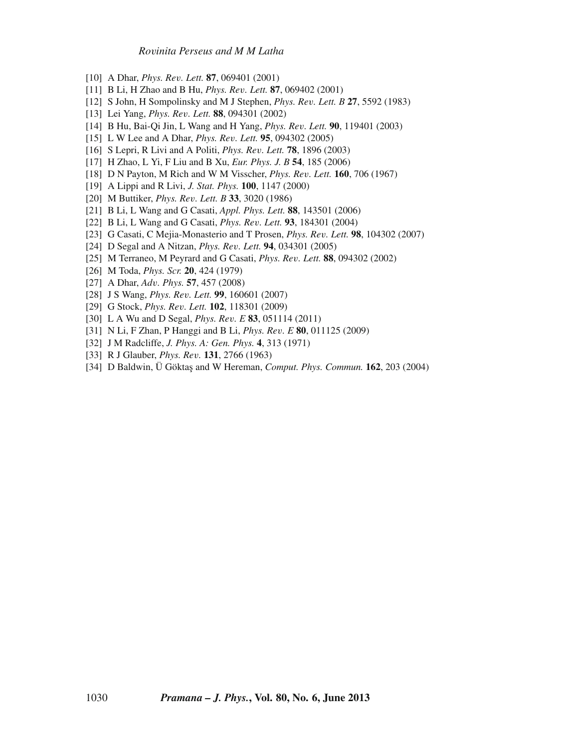[10] A Dhar, *Phys. Rev. Lett.* **87**, 069401 (2001)
[11] B Li, H Zhao and B Hu, *Phys. Rev. Lett.* **87**, 069402 (2001)
[12] S John, H Sompolinsky and M J Stephen, *Phys. Rev. Lett. B* **27**, 5592 (1983)
[13] Lei Yang, *Phys. Rev. Lett.* **88**, 094301 (2002)
[14] B Hu, Bai-Qi Jin, L Wang and H Yang, *Phys. Rev. Lett.* **90**, 119401 (2003)
[15] L W Lee and A Dhar, *Phys. Rev. Lett.* **95**, 094302 (2005)
[16] S Lepri, R Livi and A Politi, *Phys. Rev. Lett.* **78**, 1896 (2003)
[17] H Zhao, L Yi, F Liu and B Xu, *Eur. Phys. J. B* **54**, 185 (2006)
[18] D N Payton, M Rich and W M Visscher, *Phys. Rev. Lett.* **160**, 706 (1967)
[19] A Lippi and R Livi, *J. Stat. Phys.* **100**, 1147 (2000)
[20] M Buttiker, *Phys. Rev. Lett. B* **33**, 3020 (1986)
[21] B Li, L Wang and G Casati, *Appl. Phys. Lett.* **88**, 143501 (2006)
[22] B Li, L Wang and G Casati, *Phys. Rev. Lett.* **93**, 184301 (2004)
[23] G Casati, C Mejia-Monasterio and T Prosen, *Phys. Rev. Lett.* **98**, 104302 (2007)
[24] D Segal and A Nitzan, *Phys. Rev. Lett.* **94**, 034301 (2005)
[25] M Terraneo, M Peyrard and G Casati, *Phys. Rev. Lett.* **88**, 094302 (2002)
[26] M Toda, *Phys. Scr.* **20**, 424 (1979)
[27] A Dhar, *Adv. Phys.* **57**, 457 (2008)
[28] J S Wang, *Phys. Rev. Lett.* **99**, 160601 (2007)
[29] G Stock, *Phys. Rev. Lett.* **102**, 118301 (2009)
[30] L A Wu and D Segal, *Phys. Rev. E* **83**, 051114 (2011)
[31] N Li, F Zhan, P Hanggi and B Li, *Phys. Rev. E* **80**, 011125 (2009)
[32] J M Radcliffe, *J. Phys. A: Gen. Phys.* **4**, 313 (1971)
[33] R J Glauber, *Phys. Rev.* **131**, 2766 (1963)
[34] D Baldwin, Ü Göktaş and W Hereman, *Comput. Phys. Commun.* **162**, 203 (2004)